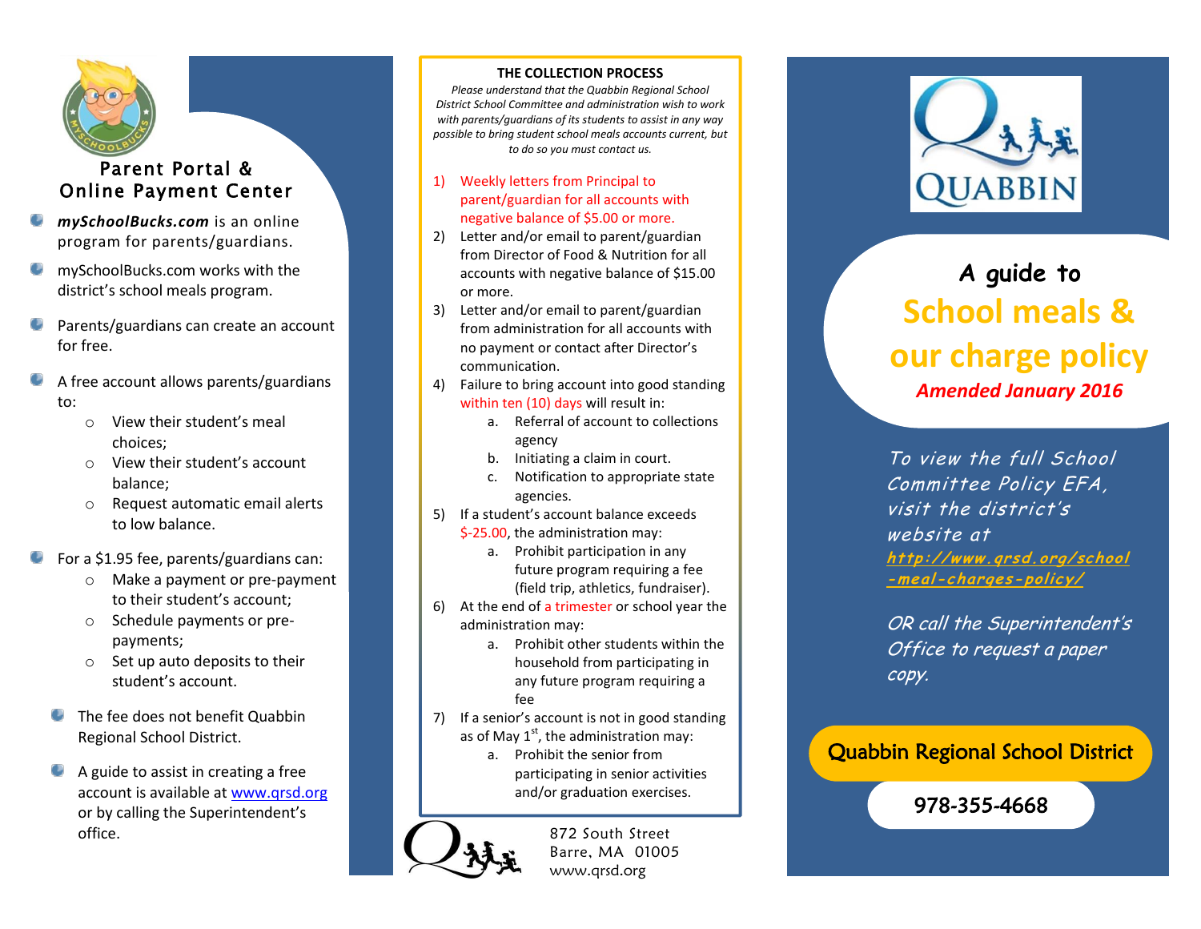## Parent Portal & Online Payment Center

- ***mySchoolBucks.com*** is an online program for parents/guardians.
- mySchoolBucks.com works with the district's school meals program.
- Parents/guardians can create an account for free.
- A free account allows parents/guardians to:
  - View their student's meal choices;
  - View their student's account balance;
  - Request automatic email alerts to low balance.
- For a $1.95 fee, parents/guardians can:
  - Make a payment or pre-payment to their student's account;
  - Schedule payments or pre-payments;
  - Set up auto deposits to their student's account.
- The fee does not benefit Quabbin Regional School District.
- A guide to assist in creating a free account is available at [www.qrsd.org](http://www.qrsd.org) or by calling the Superintendent's office.

## THE COLLECTION PROCESS

*Please understand that the Quabbin Regional School District School Committee and administration wish to work with parents/guardians of its students to assist in any way possible to bring student school meals accounts current, but to do so you must contact us.*

1) Weekly letters from Principal to parent/guardian for all accounts with negative balance of $5.00 or more.
2) Letter and/or email to parent/guardian from Director of Food & Nutrition for all accounts with negative balance of $15.00 or more.
3) Letter and/or email to parent/guardian from administration for all accounts with no payment or contact after Director's communication.
4) Failure to bring account into good standing within ten (10) days will result in:
   a. Referral of account to collections agency
   b. Initiating a claim in court.
   c. Notification to appropriate state agencies.
5) If a student's account balance exceeds $-25.00, the administration may:
   a. Prohibit participation in any future program requiring a fee (field trip, athletics, fundraiser).
6) At the end of a trimester or school year the administration may:
   a. Prohibit other students within the household from participating in any future program requiring a fee
7) If a senior's account is not in good standing as of May 1st, the administration may:
   a. Prohibit the senior from participating in senior activities and/or graduation exercises.

872 South Street
Barre, MA 01005
www.qrsd.org

QUABBIN

# A guide to School meals & our charge policy

***Amended January 2016***

*To view the full School Committee Policy EFA, visit the district's website at* [***http://www.qrsd.org/school-meal-charges-policy/***](http://www.qrsd.org/school-meal-charges-policy/)

*OR call the Superintendent's Office to request a paper copy.*

**Quabbin Regional School District**

**978-355-4668**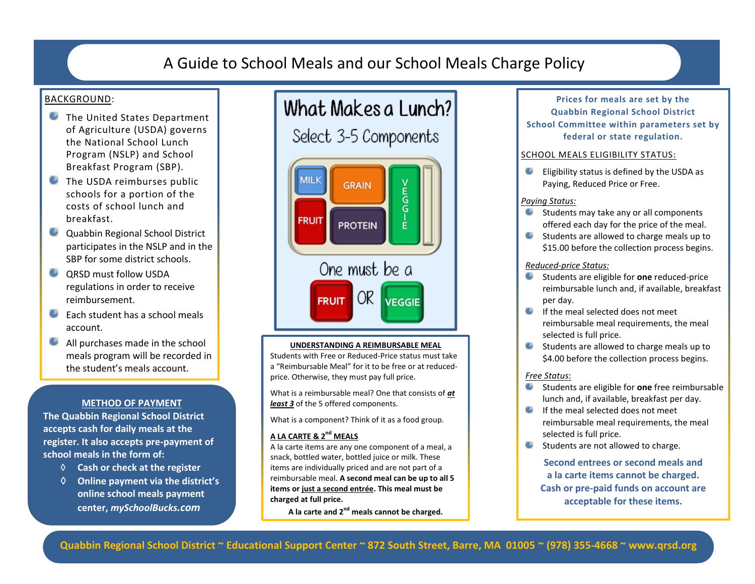# A Guide to School Meals and our School Meals Charge Policy

BACKGROUND:

- The United States Department of Agriculture (USDA) governs the National School Lunch Program (NSLP) and School Breakfast Program (SBP).
- The USDA reimburses public schools for a portion of the costs of school lunch and breakfast.
- Quabbin Regional School District participates in the NSLP and in the SBP for some district schools.
- QRSD must follow USDA regulations in order to receive reimbursement.
- Each student has a school meals account.
- All purchases made in the school meals program will be recorded in the student's meals account.

**METHOD OF PAYMENT**

**The Quabbin Regional School District accepts cash for daily meals at the register. It also accepts pre-payment of school meals in the form of:**

- **Cash or check at the register**
- **Online payment via the district's online school meals payment center, *mySchoolBucks.com***

What Makes a Lunch?

Select 3-5 Components

MILK
GRAIN
VEGGIE
FRUIT
PROTEIN

One must be a

FRUIT OR VEGGIE

**UNDERSTANDING A REIMBURSABLE MEAL**

Students with Free or Reduced-Price status must take a "Reimbursable Meal" for it to be free or at reduced-price. Otherwise, they must pay full price.

What is a reimbursable meal? One that consists of ***at least 3*** of the 5 offered components.

What is a component? Think of it as a food group.

**A LA CARTE & 2nd MEALS**

A la carte items are any one component of a meal, a snack, bottled water, bottled juice or milk. These items are individually priced and are not part of a reimbursable meal. **A second meal can be up to all 5 items or just a second entrée. This meal must be charged at full price.**

**A la carte and 2nd meals cannot be charged.**

**Prices for meals are set by the Quabbin Regional School District School Committee within parameters set by federal or state regulation.**

SCHOOL MEALS ELIGIBILITY STATUS:

- Eligibility status is defined by the USDA as Paying, Reduced Price or Free.

*Paying Status:*

- Students may take any or all components offered each day for the price of the meal.
- Students are allowed to charge meals up to $15.00 before the collection process begins.

*Reduced-price Status:*

- Students are eligible for **one** reduced-price reimbursable lunch and, if available, breakfast per day.
- If the meal selected does not meet reimbursable meal requirements, the meal selected is full price.
- Students are allowed to charge meals up to $4.00 before the collection process begins.

*Free Status*:

- Students are eligible for **one** free reimbursable lunch and, if available, breakfast per day.
- If the meal selected does not meet reimbursable meal requirements, the meal selected is full price.
- Students are not allowed to charge.

**Second entrees or second meals and a la carte items cannot be charged. Cash or pre-paid funds on account are acceptable for these items.**

**Quabbin Regional School District ~ Educational Support Center ~ 872 South Street, Barre, MA 01005 ~ (978) 355-4668 ~ www.qrsd.org**